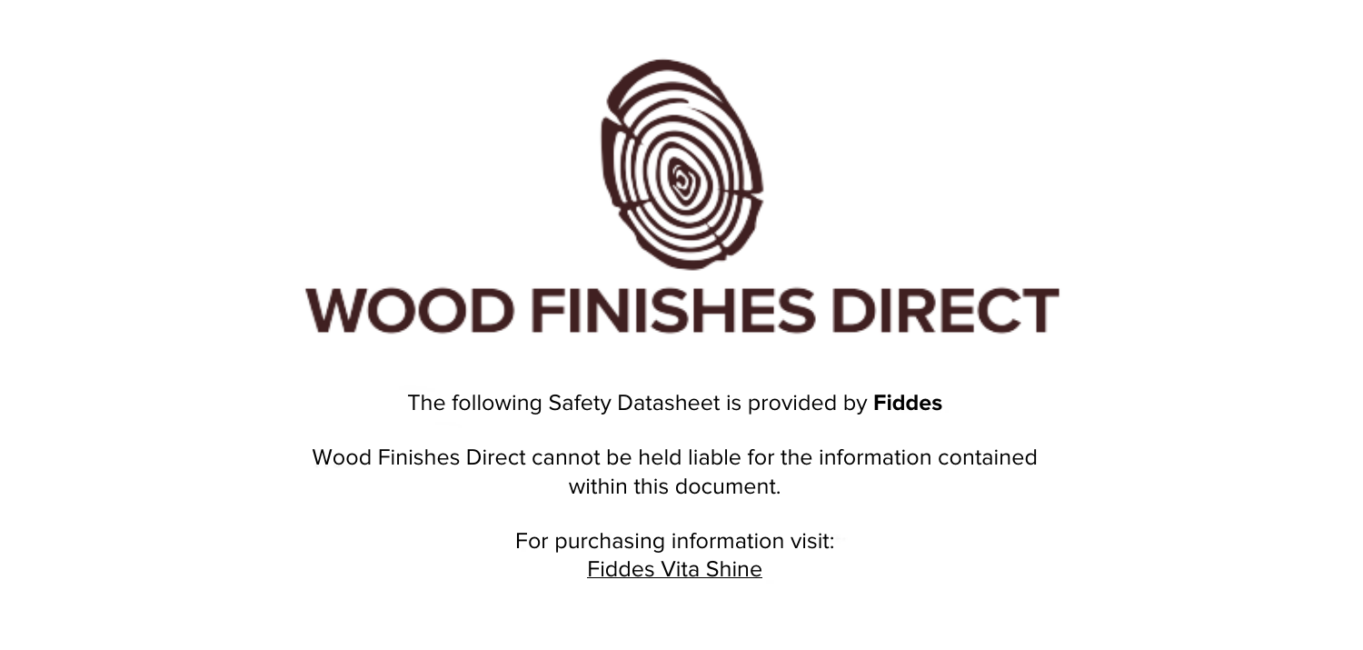# WOOD FINISHES DIRECT

The following Safety Datasheet is provided by **Fiddes**

Wood Finishes Direct cannot be held liable for the information contained within this document.

For purchasing information visit:
Fiddes Vita Shine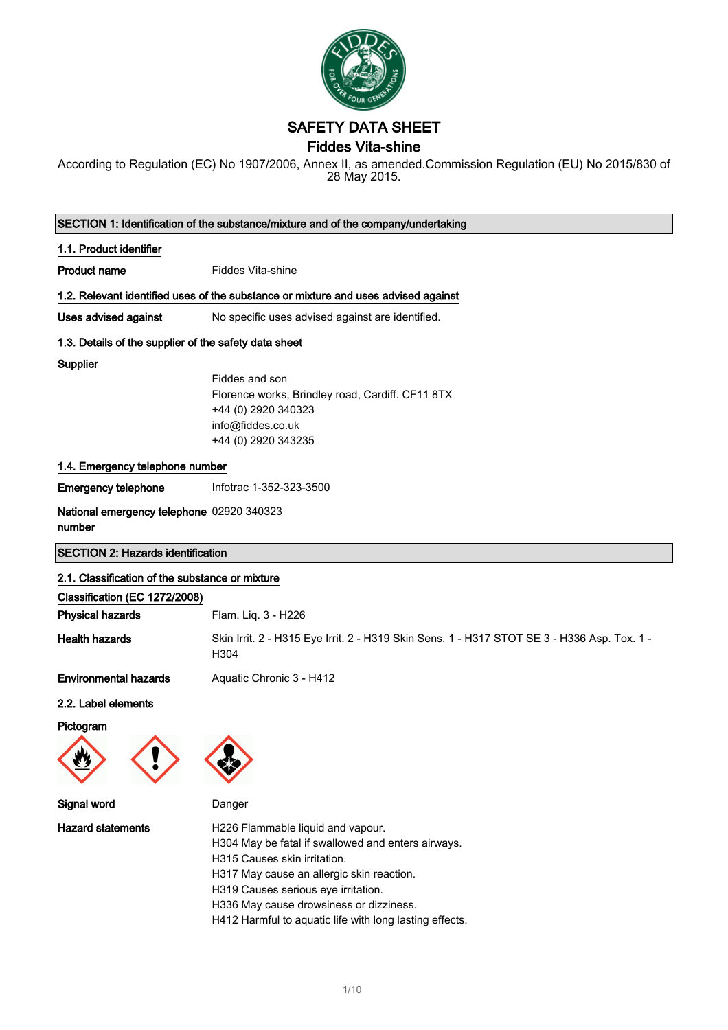# SAFETY DATA SHEET

## Fiddes Vita-shine

According to Regulation (EC) No 1907/2006, Annex II, as amended.Commission Regulation (EU) No 2015/830 of 28 May 2015.

### SECTION 1: Identification of the substance/mixture and of the company/undertaking

#### 1.1. Product identifier

**Product name** Fiddes Vita-shine

#### 1.2. Relevant identified uses of the substance or mixture and uses advised against

**Uses advised against** No specific uses advised against are identified.

#### 1.3. Details of the supplier of the safety data sheet

**Supplier**

Fiddes and son
Florence works, Brindley road, Cardiff. CF11 8TX
+44 (0) 2920 340323
info@fiddes.co.uk
+44 (0) 2920 343235

#### 1.4. Emergency telephone number

**Emergency telephone** Infotrac 1-352-323-3500

**National emergency telephone number** 02920 340323

### SECTION 2: Hazards identification

#### 2.1. Classification of the substance or mixture

**Classification (EC 1272/2008)**

**Physical hazards** Flam. Liq. 3 - H226

**Health hazards** Skin Irrit. 2 - H315 Eye Irrit. 2 - H319 Skin Sens. 1 - H317 STOT SE 3 - H336 Asp. Tox. 1 - H304

**Environmental hazards** Aquatic Chronic 3 - H412

#### 2.2. Label elements

**Pictogram**

**Signal word** Danger

**Hazard statements**

H226 Flammable liquid and vapour.
H304 May be fatal if swallowed and enters airways.
H315 Causes skin irritation.
H317 May cause an allergic skin reaction.
H319 Causes serious eye irritation.
H336 May cause drowsiness or dizziness.
H412 Harmful to aquatic life with long lasting effects.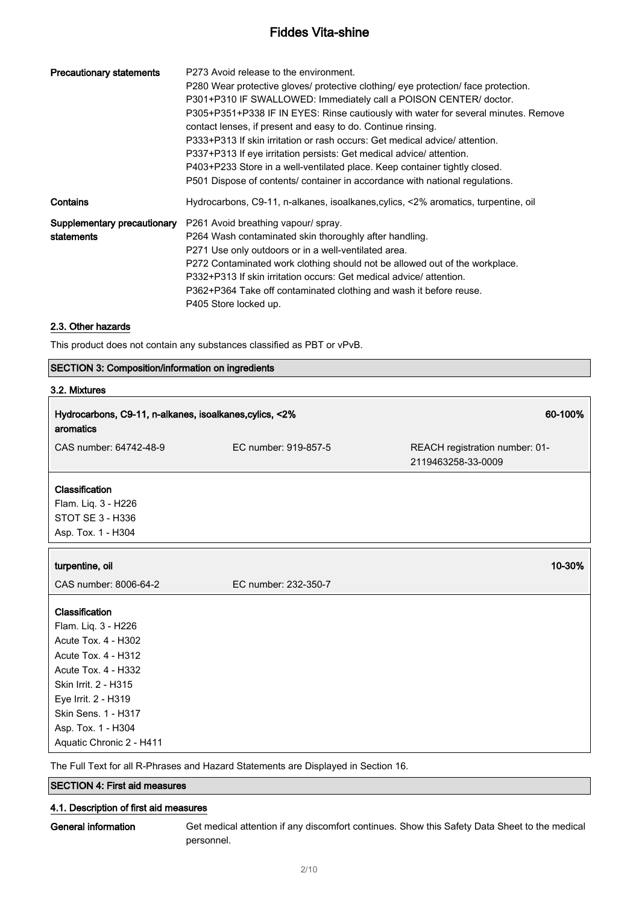| | |
|---|---|
| **Precautionary statements** | P273 Avoid release to the environment.<br>P280 Wear protective gloves/ protective clothing/ eye protection/ face protection.<br>P301+P310 IF SWALLOWED: Immediately call a POISON CENTER/ doctor.<br>P305+P351+P338 IF IN EYES: Rinse cautiously with water for several minutes. Remove contact lenses, if present and easy to do. Continue rinsing.<br>P333+P313 If skin irritation or rash occurs: Get medical advice/ attention.<br>P337+P313 If eye irritation persists: Get medical advice/ attention.<br>P403+P233 Store in a well-ventilated place. Keep container tightly closed.<br>P501 Dispose of contents/ container in accordance with national regulations. |
| **Contains** | Hydrocarbons, C9-11, n-alkanes, isoalkanes,cylics, <2% aromatics, turpentine, oil |
| **Supplementary precautionary statements** | P261 Avoid breathing vapour/ spray.<br>P264 Wash contaminated skin thoroughly after handling.<br>P271 Use only outdoors or in a well-ventilated area.<br>P272 Contaminated work clothing should not be allowed out of the workplace.<br>P332+P313 If skin irritation occurs: Get medical advice/ attention.<br>P362+P364 Take off contaminated clothing and wash it before reuse.<br>P405 Store locked up. |

### 2.3. Other hazards

This product does not contain any substances classified as PBT or vPvB.

## SECTION 3: Composition/information on ingredients

### 3.2. Mixtures

| **Hydrocarbons, C9-11, n-alkanes, isoalkanes,cylics, <2% aromatics** | | **60-100%** |
|---|---|---|
| CAS number: 64742-48-9 | EC number: 919-857-5 | REACH registration number: 01-2119463258-33-0009 |

**Classification**
Flam. Liq. 3 - H226
STOT SE 3 - H336
Asp. Tox. 1 - H304

| **turpentine, oil** | | **10-30%** |
|---|---|---|
| CAS number: 8006-64-2 | EC number: 232-350-7 | |

**Classification**
Flam. Liq. 3 - H226
Acute Tox. 4 - H302
Acute Tox. 4 - H312
Acute Tox. 4 - H332
Skin Irrit. 2 - H315
Eye Irrit. 2 - H319
Skin Sens. 1 - H317
Asp. Tox. 1 - H304
Aquatic Chronic 2 - H411

The Full Text for all R-Phrases and Hazard Statements are Displayed in Section 16.

## SECTION 4: First aid measures

### 4.1. Description of first aid measures

**General information** Get medical attention if any discomfort continues. Show this Safety Data Sheet to the medical personnel.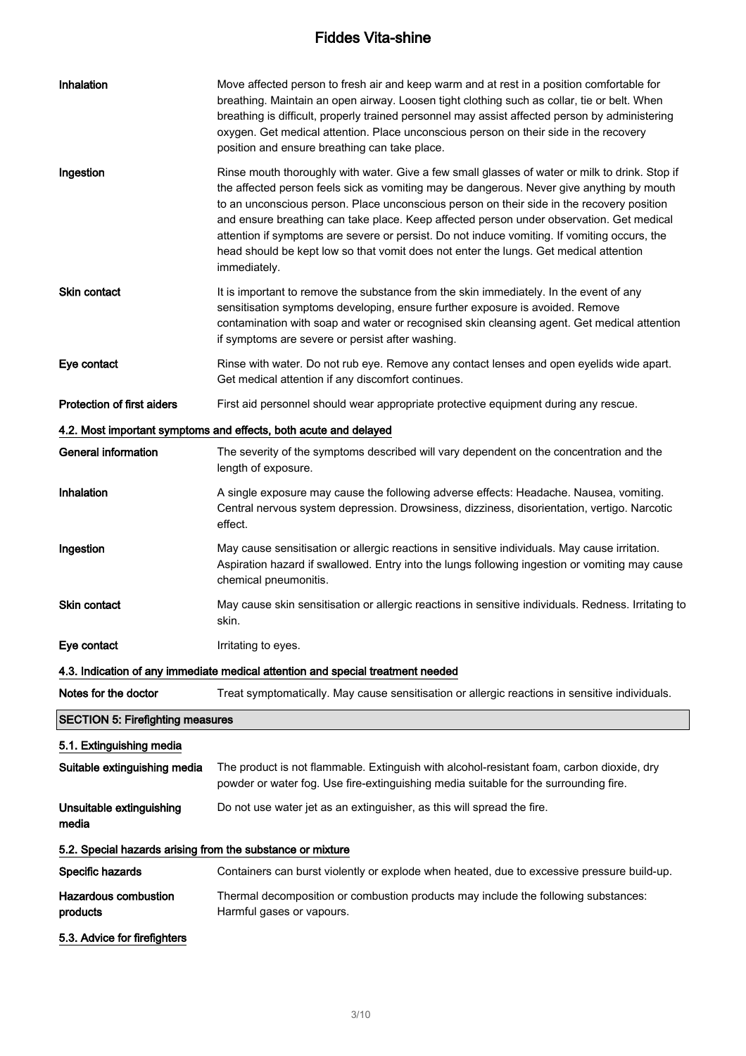| | |
|---|---|
| **Inhalation** | Move affected person to fresh air and keep warm and at rest in a position comfortable for breathing. Maintain an open airway. Loosen tight clothing such as collar, tie or belt. When breathing is difficult, properly trained personnel may assist affected person by administering oxygen. Get medical attention. Place unconscious person on their side in the recovery position and ensure breathing can take place. |
| **Ingestion** | Rinse mouth thoroughly with water. Give a few small glasses of water or milk to drink. Stop if the affected person feels sick as vomiting may be dangerous. Never give anything by mouth to an unconscious person. Place unconscious person on their side in the recovery position and ensure breathing can take place. Keep affected person under observation. Get medical attention if symptoms are severe or persist. Do not induce vomiting. If vomiting occurs, the head should be kept low so that vomit does not enter the lungs. Get medical attention immediately. |
| **Skin contact** | It is important to remove the substance from the skin immediately. In the event of any sensitisation symptoms developing, ensure further exposure is avoided. Remove contamination with soap and water or recognised skin cleansing agent. Get medical attention if symptoms are severe or persist after washing. |
| **Eye contact** | Rinse with water. Do not rub eye. Remove any contact lenses and open eyelids wide apart. Get medical attention if any discomfort continues. |
| **Protection of first aiders** | First aid personnel should wear appropriate protective equipment during any rescue. |

### 4.2. Most important symptoms and effects, both acute and delayed

| | |
|---|---|
| **General information** | The severity of the symptoms described will vary dependent on the concentration and the length of exposure. |
| **Inhalation** | A single exposure may cause the following adverse effects: Headache. Nausea, vomiting. Central nervous system depression. Drowsiness, dizziness, disorientation, vertigo. Narcotic effect. |
| **Ingestion** | May cause sensitisation or allergic reactions in sensitive individuals. May cause irritation. Aspiration hazard if swallowed. Entry into the lungs following ingestion or vomiting may cause chemical pneumonitis. |
| **Skin contact** | May cause skin sensitisation or allergic reactions in sensitive individuals. Redness. Irritating to skin. |
| **Eye contact** | Irritating to eyes. |

### 4.3. Indication of any immediate medical attention and special treatment needed

| | |
|---|---|
| **Notes for the doctor** | Treat symptomatically. May cause sensitisation or allergic reactions in sensitive individuals. |

## SECTION 5: Firefighting measures

### 5.1. Extinguishing media

| | |
|---|---|
| **Suitable extinguishing media** | The product is not flammable. Extinguish with alcohol-resistant foam, carbon dioxide, dry powder or water fog. Use fire-extinguishing media suitable for the surrounding fire. |
| **Unsuitable extinguishing media** | Do not use water jet as an extinguisher, as this will spread the fire. |

### 5.2. Special hazards arising from the substance or mixture

| | |
|---|---|
| **Specific hazards** | Containers can burst violently or explode when heated, due to excessive pressure build-up. |
| **Hazardous combustion products** | Thermal decomposition or combustion products may include the following substances: Harmful gases or vapours. |

### 5.3. Advice for firefighters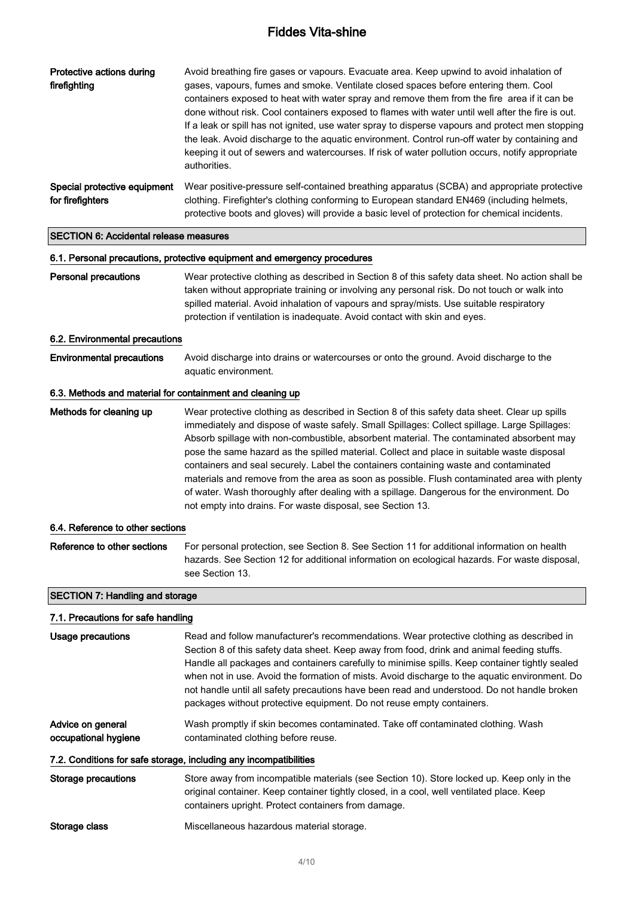| | |
|---|---|
| **Protective actions during firefighting** | Avoid breathing fire gases or vapours. Evacuate area. Keep upwind to avoid inhalation of gases, vapours, fumes and smoke. Ventilate closed spaces before entering them. Cool containers exposed to heat with water spray and remove them from the fire area if it can be done without risk. Cool containers exposed to flames with water until well after the fire is out. If a leak or spill has not ignited, use water spray to disperse vapours and protect men stopping the leak. Avoid discharge to the aquatic environment. Control run-off water by containing and keeping it out of sewers and watercourses. If risk of water pollution occurs, notify appropriate authorities. |
| **Special protective equipment for firefighters** | Wear positive-pressure self-contained breathing apparatus (SCBA) and appropriate protective clothing. Firefighter's clothing conforming to European standard EN469 (including helmets, protective boots and gloves) will provide a basic level of protection for chemical incidents. |

## SECTION 6: Accidental release measures

### 6.1. Personal precautions, protective equipment and emergency procedures

| | |
|---|---|
| **Personal precautions** | Wear protective clothing as described in Section 8 of this safety data sheet. No action shall be taken without appropriate training or involving any personal risk. Do not touch or walk into spilled material. Avoid inhalation of vapours and spray/mists. Use suitable respiratory protection if ventilation is inadequate. Avoid contact with skin and eyes. |

### 6.2. Environmental precautions

| | |
|---|---|
| **Environmental precautions** | Avoid discharge into drains or watercourses or onto the ground. Avoid discharge to the aquatic environment. |

### 6.3. Methods and material for containment and cleaning up

| | |
|---|---|
| **Methods for cleaning up** | Wear protective clothing as described in Section 8 of this safety data sheet. Clear up spills immediately and dispose of waste safely. Small Spillages: Collect spillage. Large Spillages: Absorb spillage with non-combustible, absorbent material. The contaminated absorbent may pose the same hazard as the spilled material. Collect and place in suitable waste disposal containers and seal securely. Label the containers containing waste and contaminated materials and remove from the area as soon as possible. Flush contaminated area with plenty of water. Wash thoroughly after dealing with a spillage. Dangerous for the environment. Do not empty into drains. For waste disposal, see Section 13. |

### 6.4. Reference to other sections

| | |
|---|---|
| **Reference to other sections** | For personal protection, see Section 8. See Section 11 for additional information on health hazards. See Section 12 for additional information on ecological hazards. For waste disposal, see Section 13. |

## SECTION 7: Handling and storage

### 7.1. Precautions for safe handling

| | |
|---|---|
| **Usage precautions** | Read and follow manufacturer's recommendations. Wear protective clothing as described in Section 8 of this safety data sheet. Keep away from food, drink and animal feeding stuffs. Handle all packages and containers carefully to minimise spills. Keep container tightly sealed when not in use. Avoid the formation of mists. Avoid discharge to the aquatic environment. Do not handle until all safety precautions have been read and understood. Do not handle broken packages without protective equipment. Do not reuse empty containers. |
| **Advice on general occupational hygiene** | Wash promptly if skin becomes contaminated. Take off contaminated clothing. Wash contaminated clothing before reuse. |

### 7.2. Conditions for safe storage, including any incompatibilities

| | |
|---|---|
| **Storage precautions** | Store away from incompatible materials (see Section 10). Store locked up. Keep only in the original container. Keep container tightly closed, in a cool, well ventilated place. Keep containers upright. Protect containers from damage. |
| **Storage class** | Miscellaneous hazardous material storage. |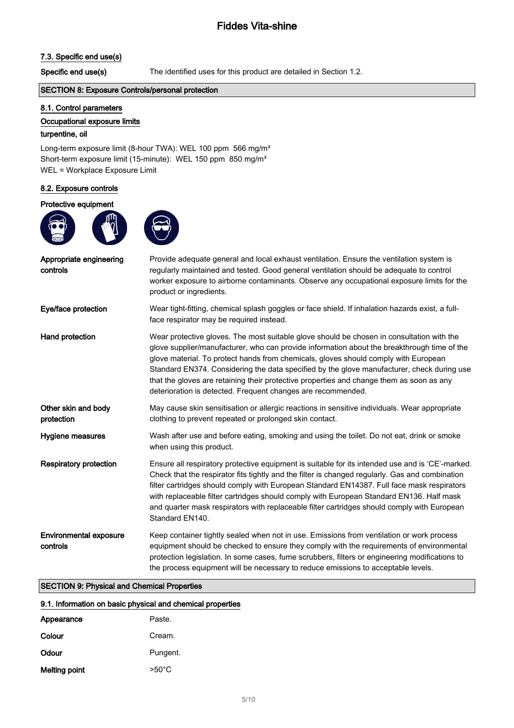### 7.3. Specific end use(s)

**Specific end use(s)** The identified uses for this product are detailed in Section 1.2.

## SECTION 8: Exposure Controls/personal protection

### 8.1. Control parameters

#### Occupational exposure limits

**turpentine, oil**

Long-term exposure limit (8-hour TWA): WEL 100 ppm 566 mg/m³
Short-term exposure limit (15-minute): WEL 150 ppm 850 mg/m³
WEL = Workplace Exposure Limit

### 8.2. Exposure controls

#### Protective equipment

| | |
|---|---|
| **Appropriate engineering controls** | Provide adequate general and local exhaust ventilation. Ensure the ventilation system is regularly maintained and tested. Good general ventilation should be adequate to control worker exposure to airborne contaminants. Observe any occupational exposure limits for the product or ingredients. |
| **Eye/face protection** | Wear tight-fitting, chemical splash goggles or face shield. If inhalation hazards exist, a full-face respirator may be required instead. |
| **Hand protection** | Wear protective gloves. The most suitable glove should be chosen in consultation with the glove supplier/manufacturer, who can provide information about the breakthrough time of the glove material. To protect hands from chemicals, gloves should comply with European Standard EN374. Considering the data specified by the glove manufacturer, check during use that the gloves are retaining their protective properties and change them as soon as any deterioration is detected. Frequent changes are recommended. |
| **Other skin and body protection** | May cause skin sensitisation or allergic reactions in sensitive individuals. Wear appropriate clothing to prevent repeated or prolonged skin contact. |
| **Hygiene measures** | Wash after use and before eating, smoking and using the toilet. Do not eat, drink or smoke when using this product. |
| **Respiratory protection** | Ensure all respiratory protective equipment is suitable for its intended use and is 'CE'-marked. Check that the respirator fits tightly and the filter is changed regularly. Gas and combination filter cartridges should comply with European Standard EN14387. Full face mask respirators with replaceable filter cartridges should comply with European Standard EN136. Half mask and quarter mask respirators with replaceable filter cartridges should comply with European Standard EN140. |
| **Environmental exposure controls** | Keep container tightly sealed when not in use. Emissions from ventilation or work process equipment should be checked to ensure they comply with the requirements of environmental protection legislation. In some cases, fume scrubbers, filters or engineering modifications to the process equipment will be necessary to reduce emissions to acceptable levels. |

## SECTION 9: Physical and Chemical Properties

### 9.1. Information on basic physical and chemical properties

| | |
|---|---|
| **Appearance** | Paste. |
| **Colour** | Cream. |
| **Odour** | Pungent. |
| **Melting point** | >50°C |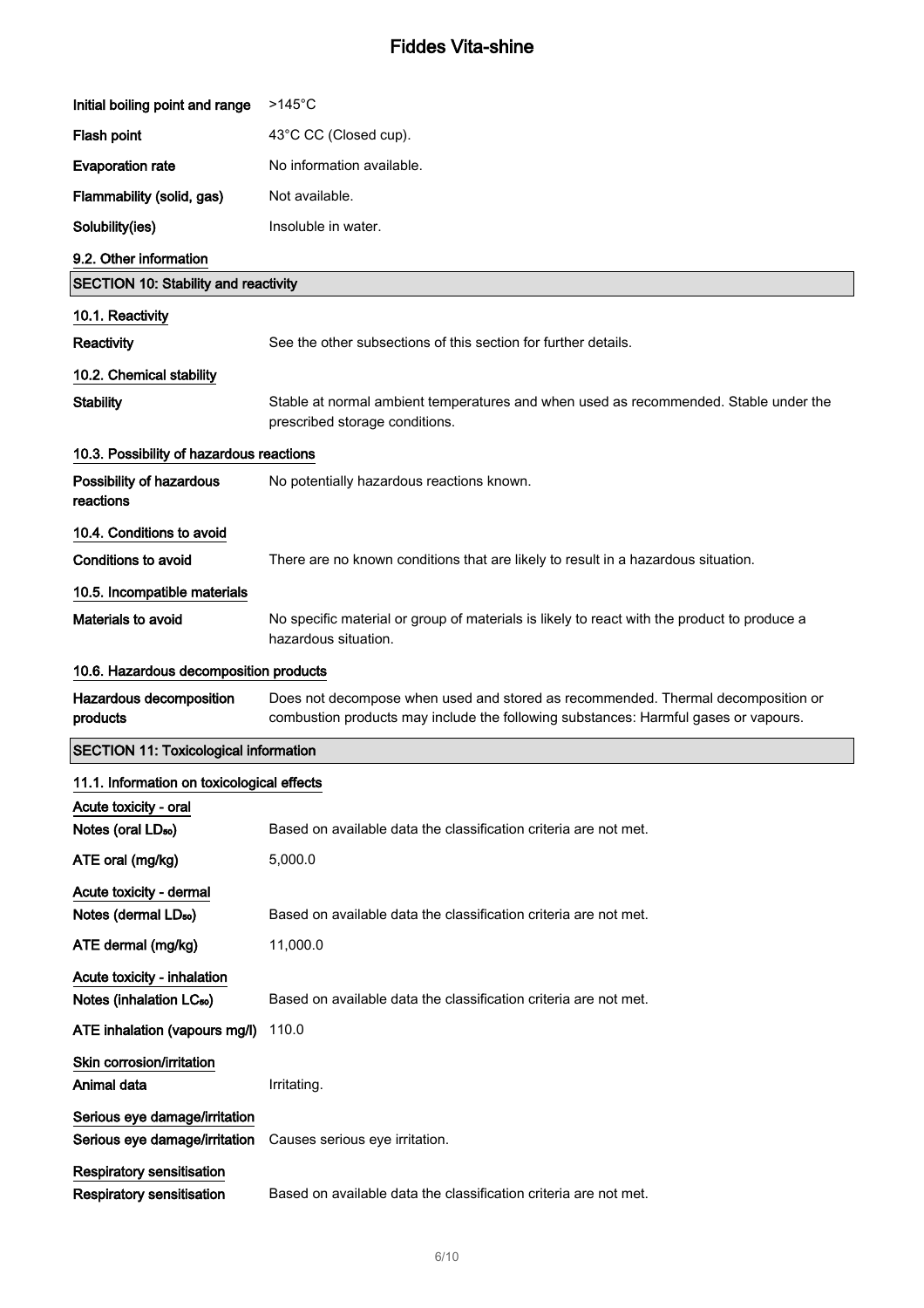| | |
|---|---|
| **Initial boiling point and range** | >145°C |
| **Flash point** | 43°C CC (Closed cup). |
| **Evaporation rate** | No information available. |
| **Flammability (solid, gas)** | Not available. |
| **Solubility(ies)** | Insoluble in water. |

**9.2. Other information**

## SECTION 10: Stability and reactivity

**10.1. Reactivity**

| | |
|---|---|
| **Reactivity** | See the other subsections of this section for further details. |

**10.2. Chemical stability**

| | |
|---|---|
| **Stability** | Stable at normal ambient temperatures and when used as recommended. Stable under the prescribed storage conditions. |

**10.3. Possibility of hazardous reactions**

| | |
|---|---|
| **Possibility of hazardous reactions** | No potentially hazardous reactions known. |

**10.4. Conditions to avoid**

| | |
|---|---|
| **Conditions to avoid** | There are no known conditions that are likely to result in a hazardous situation. |

**10.5. Incompatible materials**

| | |
|---|---|
| **Materials to avoid** | No specific material or group of materials is likely to react with the product to produce a hazardous situation. |

**10.6. Hazardous decomposition products**

| | |
|---|---|
| **Hazardous decomposition products** | Does not decompose when used and stored as recommended. Thermal decomposition or combustion products may include the following substances: Harmful gases or vapours. |

## SECTION 11: Toxicological information

**11.1. Information on toxicological effects**

**Acute toxicity - oral**

| | |
|---|---|
| **Notes (oral $LD_{50}$)** | Based on available data the classification criteria are not met. |
| **ATE oral (mg/kg)** | 5,000.0 |

**Acute toxicity - dermal**

| | |
|---|---|
| **Notes (dermal $LD_{50}$)** | Based on available data the classification criteria are not met. |
| **ATE dermal (mg/kg)** | 11,000.0 |

**Acute toxicity - inhalation**

| | |
|---|---|
| **Notes (inhalation $LC_{50}$)** | Based on available data the classification criteria are not met. |
| **ATE inhalation (vapours mg/l)** | 110.0 |

**Skin corrosion/irritation**

| | |
|---|---|
| **Animal data** | Irritating. |

**Serious eye damage/irritation**

| | |
|---|---|
| **Serious eye damage/irritation** | Causes serious eye irritation. |

**Respiratory sensitisation**

| | |
|---|---|
| **Respiratory sensitisation** | Based on available data the classification criteria are not met. |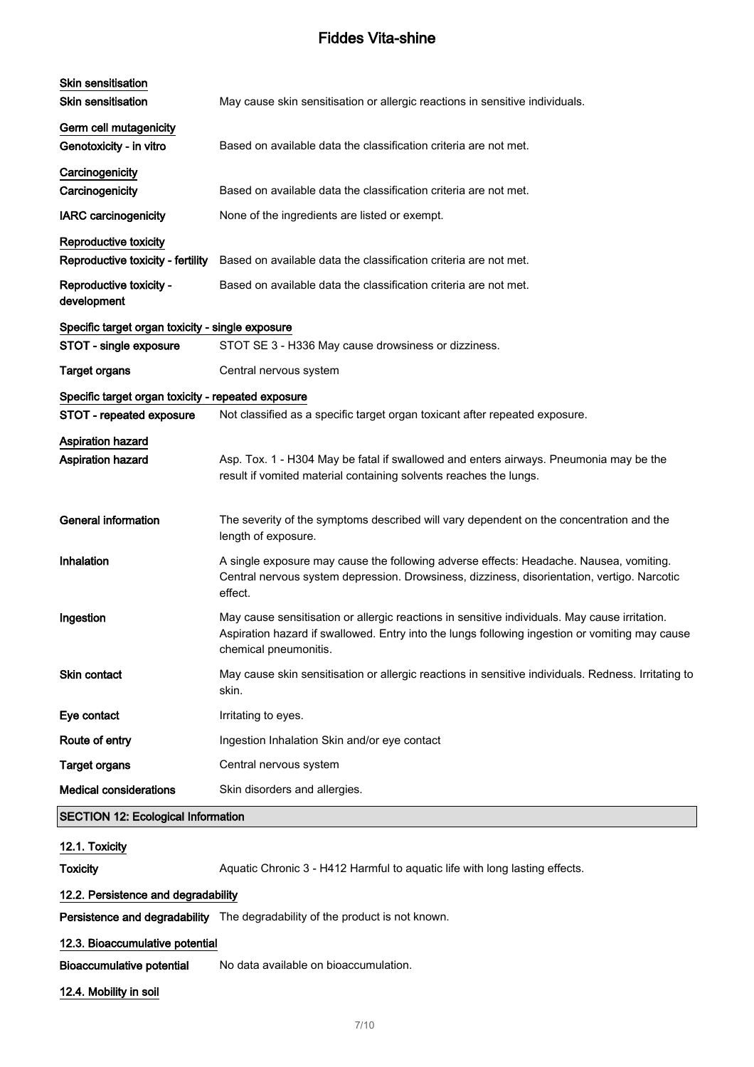**Skin sensitisation**

| | |
|---|---|
| **Skin sensitisation** | May cause skin sensitisation or allergic reactions in sensitive individuals. |

**Germ cell mutagenicity**

| | |
|---|---|
| **Genotoxicity - in vitro** | Based on available data the classification criteria are not met. |

**Carcinogenicity**

| | |
|---|---|
| **Carcinogenicity** | Based on available data the classification criteria are not met. |
| **IARC carcinogenicity** | None of the ingredients are listed or exempt. |

**Reproductive toxicity**

| | |
|---|---|
| **Reproductive toxicity - fertility** | Based on available data the classification criteria are not met. |
| **Reproductive toxicity - development** | Based on available data the classification criteria are not met. |

**Specific target organ toxicity - single exposure**

| | |
|---|---|
| **STOT - single exposure** | STOT SE 3 - H336 May cause drowsiness or dizziness. |
| **Target organs** | Central nervous system |

**Specific target organ toxicity - repeated exposure**

| | |
|---|---|
| **STOT - repeated exposure** | Not classified as a specific target organ toxicant after repeated exposure. |

**Aspiration hazard**

| | |
|---|---|
| **Aspiration hazard** | Asp. Tox. 1 - H304 May be fatal if swallowed and enters airways. Pneumonia may be the result if vomited material containing solvents reaches the lungs. |

| | |
|---|---|
| **General information** | The severity of the symptoms described will vary dependent on the concentration and the length of exposure. |
| **Inhalation** | A single exposure may cause the following adverse effects: Headache. Nausea, vomiting. Central nervous system depression. Drowsiness, dizziness, disorientation, vertigo. Narcotic effect. |
| **Ingestion** | May cause sensitisation or allergic reactions in sensitive individuals. May cause irritation. Aspiration hazard if swallowed. Entry into the lungs following ingestion or vomiting may cause chemical pneumonitis. |
| **Skin contact** | May cause skin sensitisation or allergic reactions in sensitive individuals. Redness. Irritating to skin. |
| **Eye contact** | Irritating to eyes. |
| **Route of entry** | Ingestion Inhalation Skin and/or eye contact |
| **Target organs** | Central nervous system |
| **Medical considerations** | Skin disorders and allergies. |

## SECTION 12: Ecological Information

**12.1. Toxicity**

| | |
|---|---|
| **Toxicity** | Aquatic Chronic 3 - H412 Harmful to aquatic life with long lasting effects. |

**12.2. Persistence and degradability**

| | |
|---|---|
| **Persistence and degradability** | The degradability of the product is not known. |

**12.3. Bioaccumulative potential**

| | |
|---|---|
| **Bioaccumulative potential** | No data available on bioaccumulation. |

**12.4. Mobility in soil**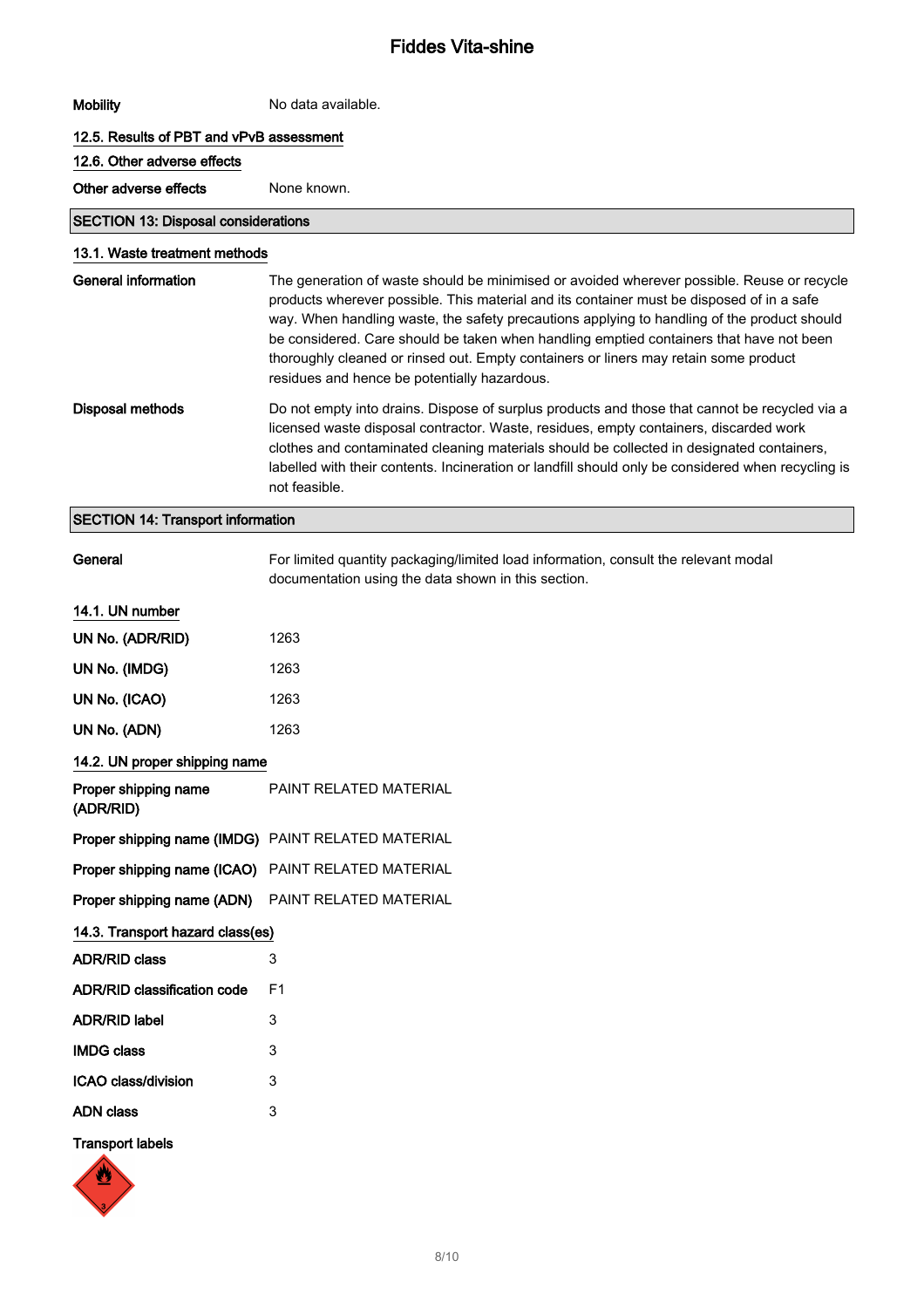| | |
|---|---|
| **Mobility** | No data available. |

**12.5. Results of PBT and vPvB assessment**

**12.6. Other adverse effects**

| | |
|---|---|
| **Other adverse effects** | None known. |

## SECTION 13: Disposal considerations

**13.1. Waste treatment methods**

| | |
|---|---|
| **General information** | The generation of waste should be minimised or avoided wherever possible. Reuse or recycle products wherever possible. This material and its container must be disposed of in a safe way. When handling waste, the safety precautions applying to handling of the product should be considered. Care should be taken when handling emptied containers that have not been thoroughly cleaned or rinsed out. Empty containers or liners may retain some product residues and hence be potentially hazardous. |
| **Disposal methods** | Do not empty into drains. Dispose of surplus products and those that cannot be recycled via a licensed waste disposal contractor. Waste, residues, empty containers, discarded work clothes and contaminated cleaning materials should be collected in designated containers, labelled with their contents. Incineration or landfill should only be considered when recycling is not feasible. |

## SECTION 14: Transport information

| | |
|---|---|
| **General** | For limited quantity packaging/limited load information, consult the relevant modal documentation using the data shown in this section. |

**14.1. UN number**

| | |
|---|---|
| **UN No. (ADR/RID)** | 1263 |
| **UN No. (IMDG)** | 1263 |
| **UN No. (ICAO)** | 1263 |
| **UN No. (ADN)** | 1263 |

**14.2. UN proper shipping name**

| | |
|---|---|
| **Proper shipping name (ADR/RID)** | PAINT RELATED MATERIAL |
| **Proper shipping name (IMDG)** | PAINT RELATED MATERIAL |
| **Proper shipping name (ICAO)** | PAINT RELATED MATERIAL |
| **Proper shipping name (ADN)** | PAINT RELATED MATERIAL |

**14.3. Transport hazard class(es)**

| | |
|---|---|
| **ADR/RID class** | 3 |
| **ADR/RID classification code** | F1 |
| **ADR/RID label** | 3 |
| **IMDG class** | 3 |
| **ICAO class/division** | 3 |
| **ADN class** | 3 |

**Transport labels**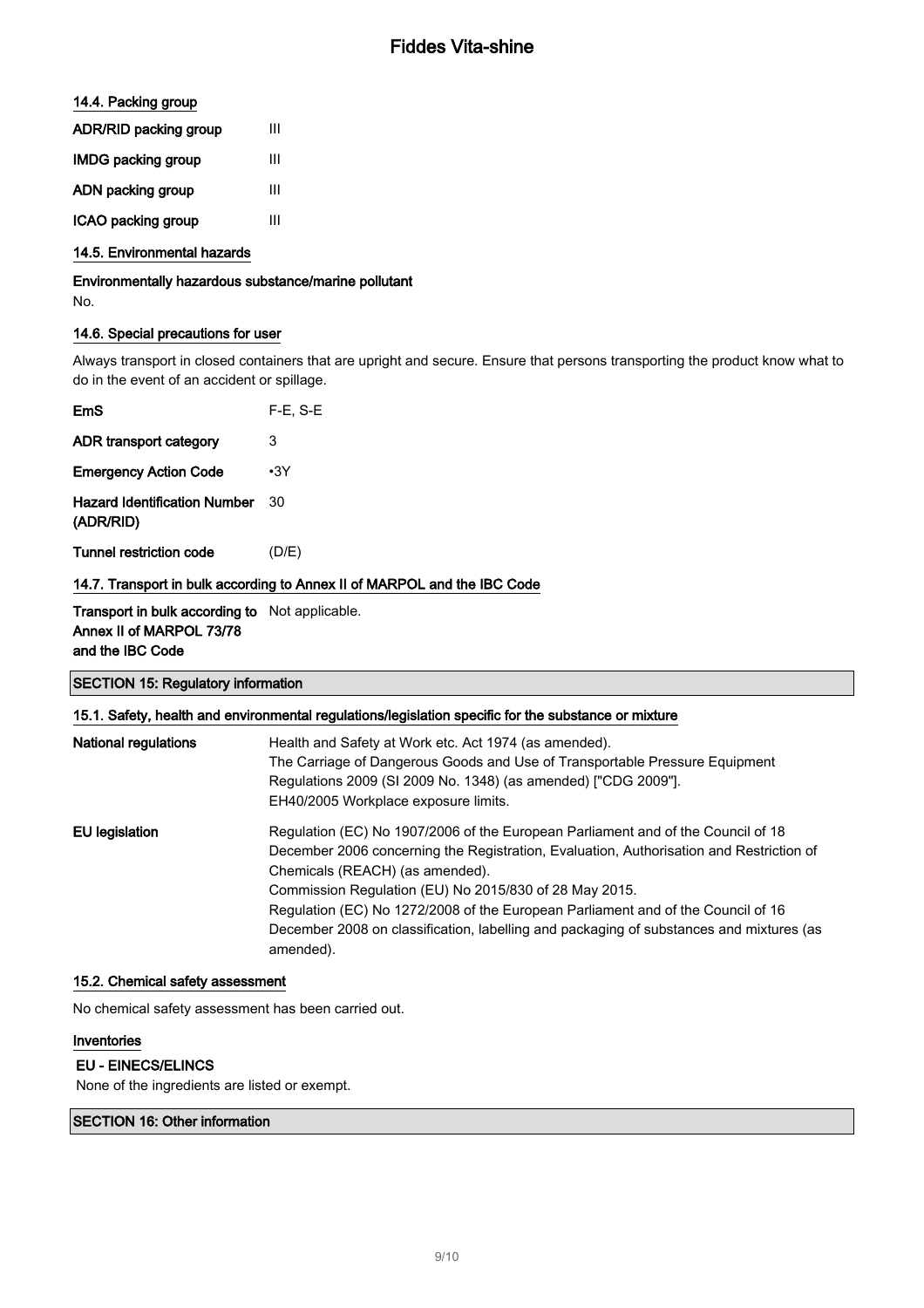### 14.4. Packing group

| | |
|---|---|
| **ADR/RID packing group** | III |
| **IMDG packing group** | III |
| **ADN packing group** | III |
| **ICAO packing group** | III |

### 14.5. Environmental hazards

**Environmentally hazardous substance/marine pollutant**

No.

### 14.6. Special precautions for user

Always transport in closed containers that are upright and secure. Ensure that persons transporting the product know what to do in the event of an accident or spillage.

| | |
|---|---|
| **EmS** | F-E, S-E |
| **ADR transport category** | 3 |
| **Emergency Action Code** | •3Y |
| **Hazard Identification Number (ADR/RID)** | 30 |
| **Tunnel restriction code** | (D/E) |

### 14.7. Transport in bulk according to Annex II of MARPOL and the IBC Code

| | |
|---|---|
| **Transport in bulk according to Annex II of MARPOL 73/78 and the IBC Code** | Not applicable. |

## SECTION 15: Regulatory information

### 15.1. Safety, health and environmental regulations/legislation specific for the substance or mixture

| | |
|---|---|
| **National regulations** | Health and Safety at Work etc. Act 1974 (as amended).<br>The Carriage of Dangerous Goods and Use of Transportable Pressure Equipment Regulations 2009 (SI 2009 No. 1348) (as amended) ["CDG 2009"].<br>EH40/2005 Workplace exposure limits. |
| **EU legislation** | Regulation (EC) No 1907/2006 of the European Parliament and of the Council of 18 December 2006 concerning the Registration, Evaluation, Authorisation and Restriction of Chemicals (REACH) (as amended).<br>Commission Regulation (EU) No 2015/830 of 28 May 2015.<br>Regulation (EC) No 1272/2008 of the European Parliament and of the Council of 16 December 2008 on classification, labelling and packaging of substances and mixtures (as amended). |

### 15.2. Chemical safety assessment

No chemical safety assessment has been carried out.

### Inventories

**EU - EINECS/ELINCS**

None of the ingredients are listed or exempt.

## SECTION 16: Other information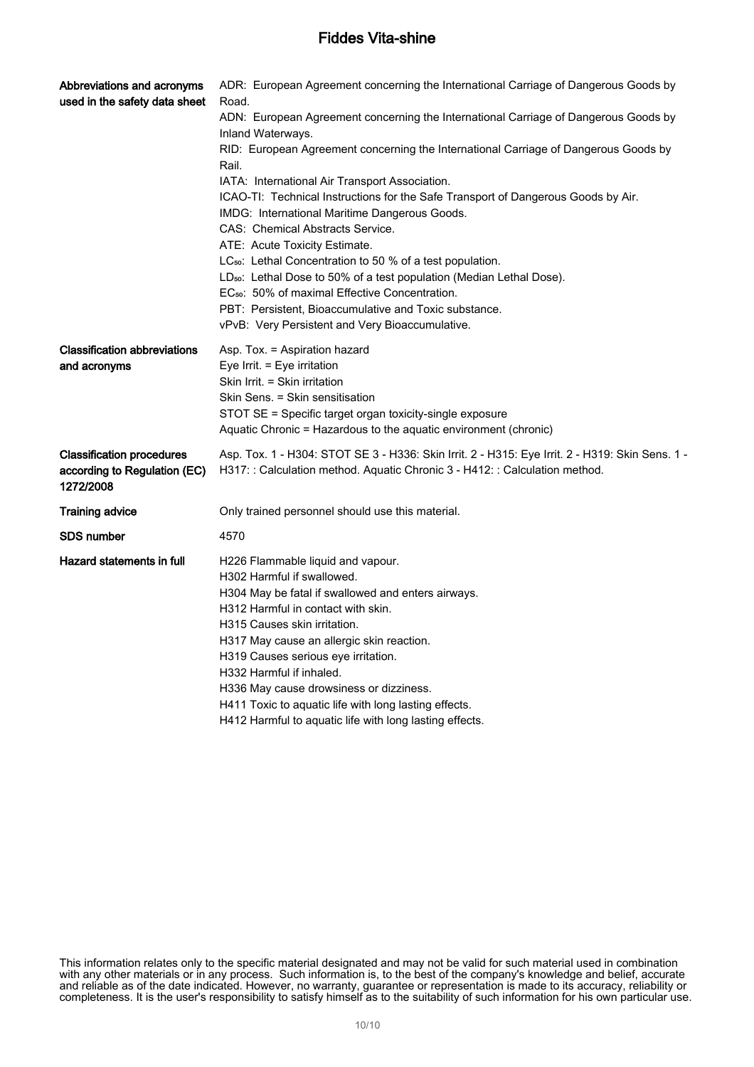| | |
|---|---|
| **Abbreviations and acronyms used in the safety data sheet** | ADR: European Agreement concerning the International Carriage of Dangerous Goods by Road.<br>ADN: European Agreement concerning the International Carriage of Dangerous Goods by Inland Waterways.<br>RID: European Agreement concerning the International Carriage of Dangerous Goods by Rail.<br>IATA: International Air Transport Association.<br>ICAO-TI: Technical Instructions for the Safe Transport of Dangerous Goods by Air.<br>IMDG: International Maritime Dangerous Goods.<br>CAS: Chemical Abstracts Service.<br>ATE: Acute Toxicity Estimate.<br>$LC_{50}$: Lethal Concentration to 50 % of a test population.<br>$LD_{50}$: Lethal Dose to 50% of a test population (Median Lethal Dose).<br>$EC_{50}$: 50% of maximal Effective Concentration.<br>PBT: Persistent, Bioaccumulative and Toxic substance.<br>vPvB: Very Persistent and Very Bioaccumulative. |
| **Classification abbreviations and acronyms** | Asp. Tox. = Aspiration hazard<br>Eye Irrit. = Eye irritation<br>Skin Irrit. = Skin irritation<br>Skin Sens. = Skin sensitisation<br>STOT SE = Specific target organ toxicity-single exposure<br>Aquatic Chronic = Hazardous to the aquatic environment (chronic) |
| **Classification procedures according to Regulation (EC) 1272/2008** | Asp. Tox. 1 - H304: STOT SE 3 - H336: Skin Irrit. 2 - H315: Eye Irrit. 2 - H319: Skin Sens. 1 - H317: : Calculation method. Aquatic Chronic 3 - H412: : Calculation method. |
| **Training advice** | Only trained personnel should use this material. |
| **SDS number** | 4570 |
| **Hazard statements in full** | H226 Flammable liquid and vapour.<br>H302 Harmful if swallowed.<br>H304 May be fatal if swallowed and enters airways.<br>H312 Harmful in contact with skin.<br>H315 Causes skin irritation.<br>H317 May cause an allergic skin reaction.<br>H319 Causes serious eye irritation.<br>H332 Harmful if inhaled.<br>H336 May cause drowsiness or dizziness.<br>H411 Toxic to aquatic life with long lasting effects.<br>H412 Harmful to aquatic life with long lasting effects. |

This information relates only to the specific material designated and may not be valid for such material used in combination with any other materials or in any process. Such information is, to the best of the company's knowledge and belief, accurate and reliable as of the date indicated. However, no warranty, guarantee or representation is made to its accuracy, reliability or completeness. It is the user's responsibility to satisfy himself as to the suitability of such information for his own particular use.